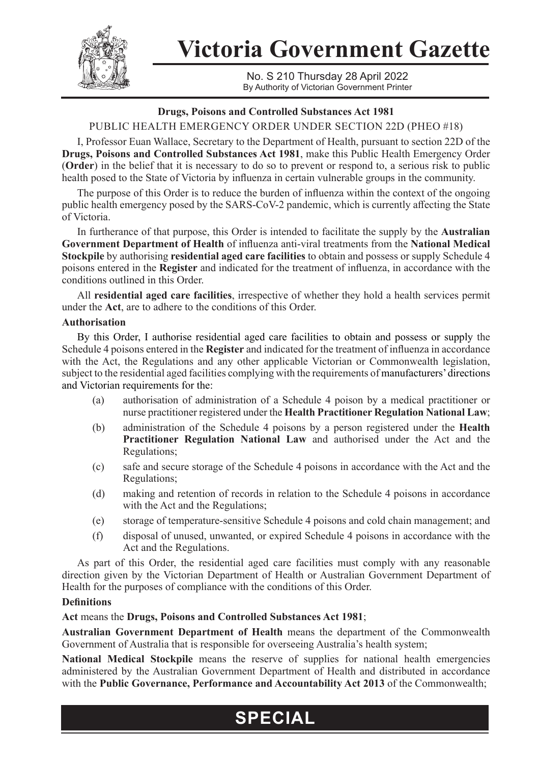# Victoria Government Gazette

No. S 210 Thursday 28 April 2022
By Authority of Victorian Government Printer

**Drugs, Poisons and Controlled Substances Act 1981**

PUBLIC HEALTH EMERGENCY ORDER UNDER SECTION 22D (PHEO #18)

I, Professor Euan Wallace, Secretary to the Department of Health, pursuant to section 22D of the **Drugs, Poisons and Controlled Substances Act 1981**, make this Public Health Emergency Order (**Order**) in the belief that it is necessary to do so to prevent or respond to, a serious risk to public health posed to the State of Victoria by influenza in certain vulnerable groups in the community.

The purpose of this Order is to reduce the burden of influenza within the context of the ongoing public health emergency posed by the SARS-CoV-2 pandemic, which is currently affecting the State of Victoria.

In furtherance of that purpose, this Order is intended to facilitate the supply by the **Australian Government Department of Health** of influenza anti-viral treatments from the **National Medical Stockpile** by authorising **residential aged care facilities** to obtain and possess or supply Schedule 4 poisons entered in the **Register** and indicated for the treatment of influenza, in accordance with the conditions outlined in this Order.

All **residential aged care facilities**, irrespective of whether they hold a health services permit under the **Act**, are to adhere to the conditions of this Order.

**Authorisation**

By this Order, I authorise residential aged care facilities to obtain and possess or supply the Schedule 4 poisons entered in the **Register** and indicated for the treatment of influenza in accordance with the Act, the Regulations and any other applicable Victorian or Commonwealth legislation, subject to the residential aged facilities complying with the requirements of manufacturers' directions and Victorian requirements for the:

(a) authorisation of administration of a Schedule 4 poison by a medical practitioner or nurse practitioner registered under the **Health Practitioner Regulation National Law**;

(b) administration of the Schedule 4 poisons by a person registered under the **Health Practitioner Regulation National Law** and authorised under the Act and the Regulations;

(c) safe and secure storage of the Schedule 4 poisons in accordance with the Act and the Regulations;

(d) making and retention of records in relation to the Schedule 4 poisons in accordance with the Act and the Regulations;

(e) storage of temperature-sensitive Schedule 4 poisons and cold chain management; and

(f) disposal of unused, unwanted, or expired Schedule 4 poisons in accordance with the Act and the Regulations.

As part of this Order, the residential aged care facilities must comply with any reasonable direction given by the Victorian Department of Health or Australian Government Department of Health for the purposes of compliance with the conditions of this Order.

**Definitions**

**Act** means the **Drugs, Poisons and Controlled Substances Act 1981**;

**Australian Government Department of Health** means the department of the Commonwealth Government of Australia that is responsible for overseeing Australia's health system;

**National Medical Stockpile** means the reserve of supplies for national health emergencies administered by the Australian Government Department of Health and distributed in accordance with the **Public Governance, Performance and Accountability Act 2013** of the Commonwealth;

**SPECIAL**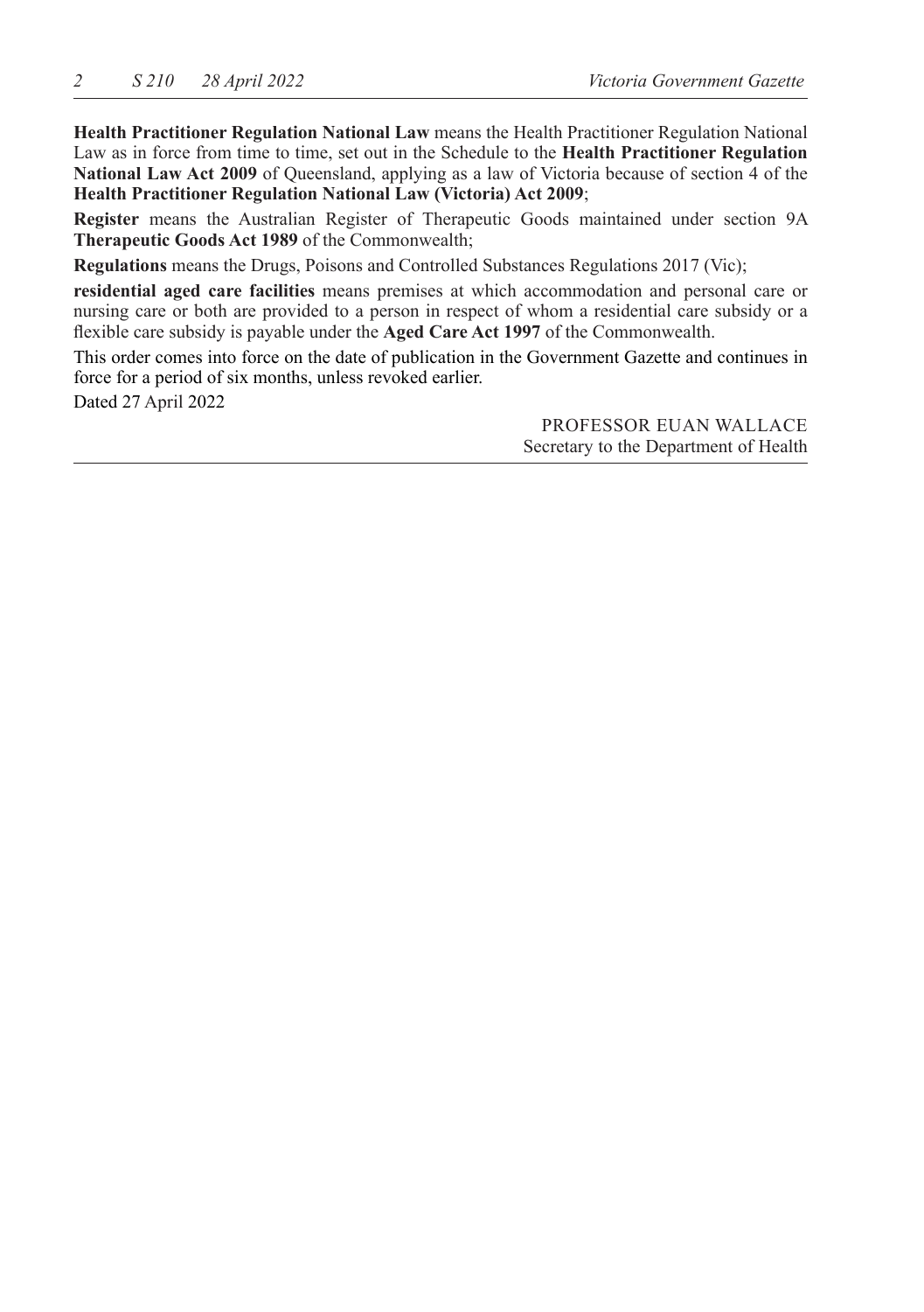**Health Practitioner Regulation National Law** means the Health Practitioner Regulation National Law as in force from time to time, set out in the Schedule to the **Health Practitioner Regulation National Law Act 2009** of Queensland, applying as a law of Victoria because of section 4 of the **Health Practitioner Regulation National Law (Victoria) Act 2009**;

**Register** means the Australian Register of Therapeutic Goods maintained under section 9A **Therapeutic Goods Act 1989** of the Commonwealth;

**Regulations** means the Drugs, Poisons and Controlled Substances Regulations 2017 (Vic);

**residential aged care facilities** means premises at which accommodation and personal care or nursing care or both are provided to a person in respect of whom a residential care subsidy or a flexible care subsidy is payable under the **Aged Care Act 1997** of the Commonwealth.

This order comes into force on the date of publication in the Government Gazette and continues in force for a period of six months, unless revoked earlier.

Dated 27 April 2022

PROFESSOR EUAN WALLACE
Secretary to the Department of Health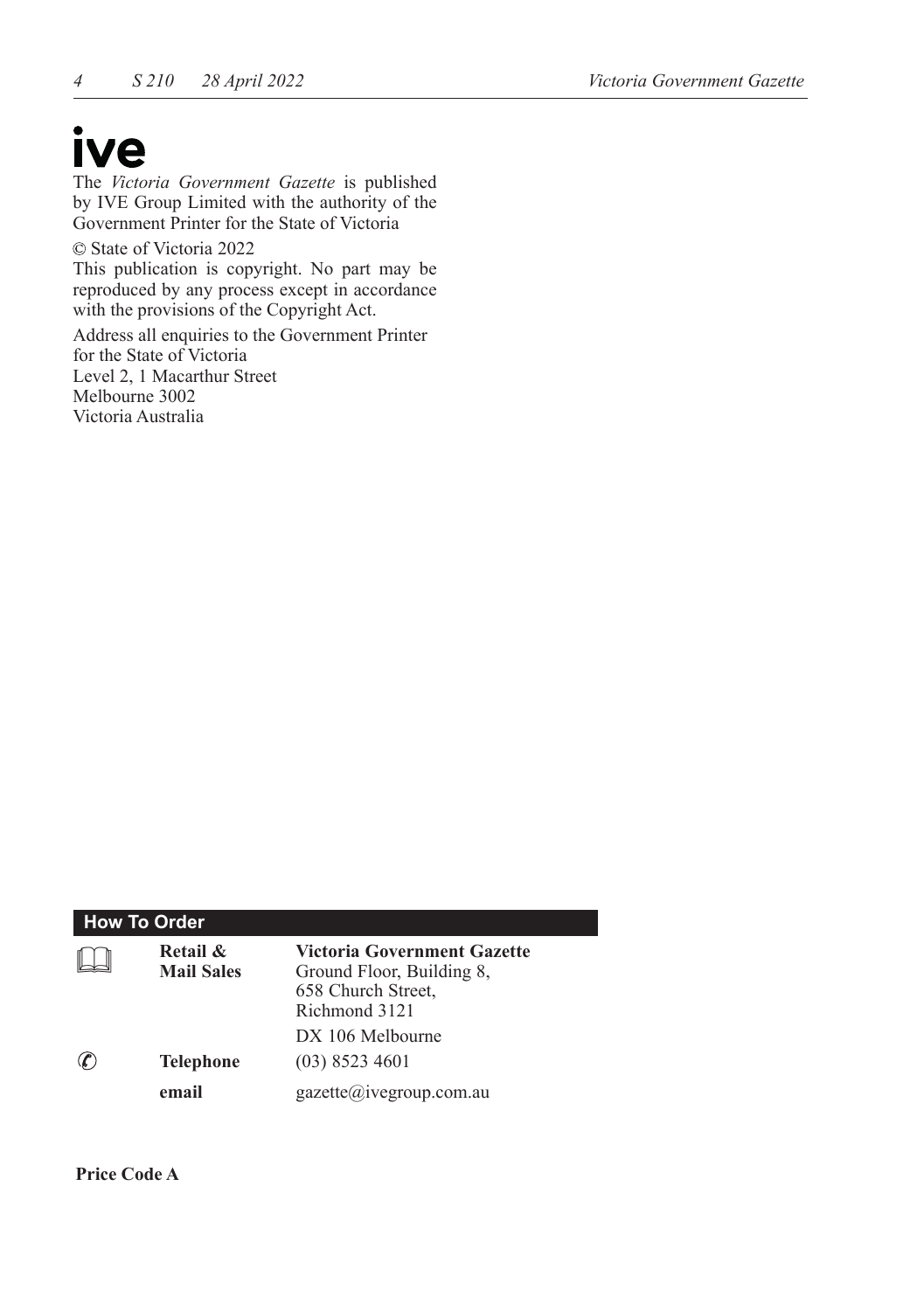ive

The *Victoria Government Gazette* is published by IVE Group Limited with the authority of the Government Printer for the State of Victoria

© State of Victoria 2022

This publication is copyright. No part may be reproduced by any process except in accordance with the provisions of the Copyright Act.

Address all enquiries to the Government Printer for the State of Victoria
Level 2, 1 Macarthur Street
Melbourne 3002
Victoria Australia

## How To Order

| | | |
|---|---|---|
| | **Retail & Mail Sales** | **Victoria Government Gazette** Ground Floor, Building 8, 658 Church Street, Richmond 3121 |
| | | DX 106 Melbourne |
| | **Telephone** | (03) 8523 4601 |
| | **email** | gazette@ivegroup.com.au |

**Price Code A**